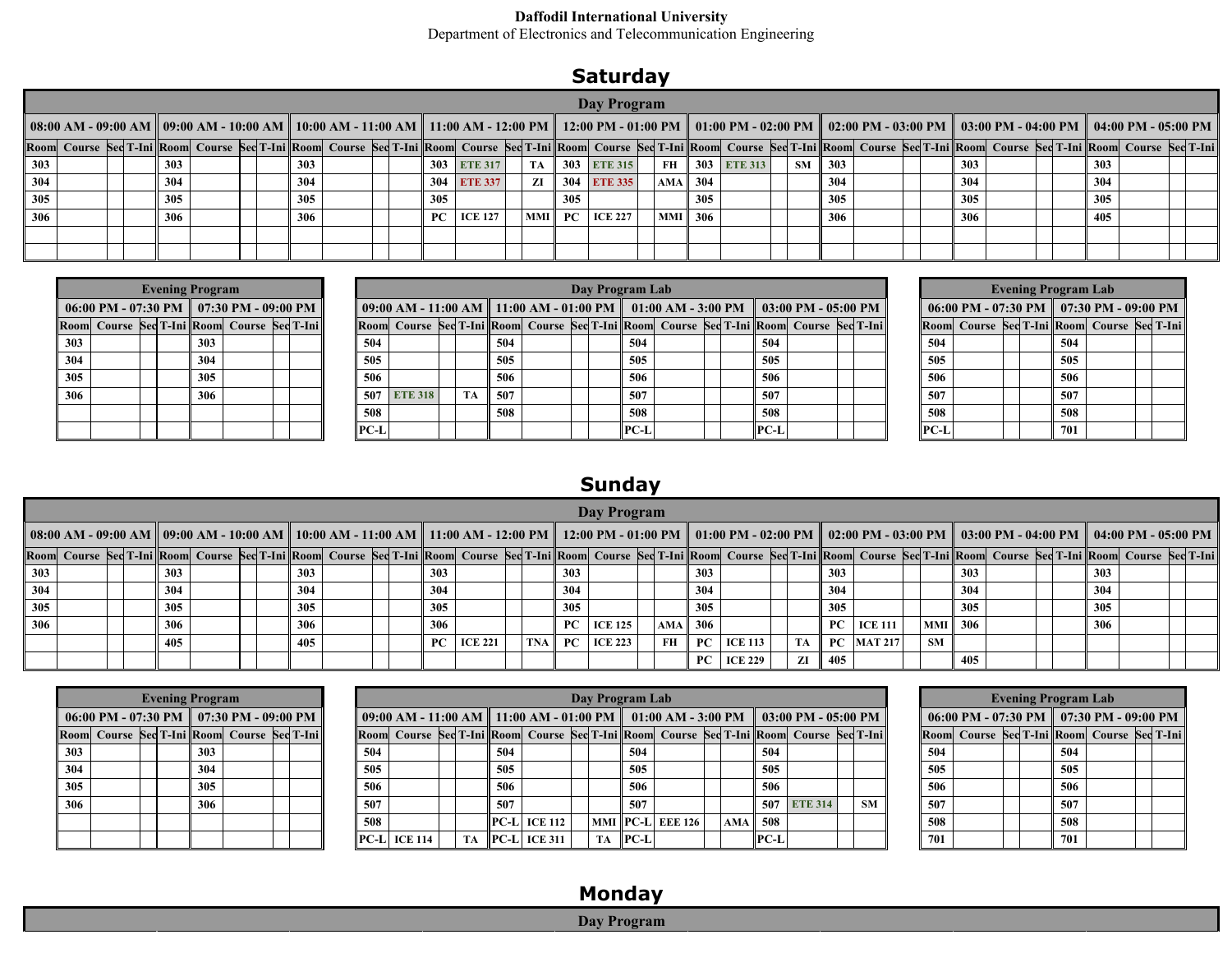**Daffodil International University**

Department of Electronics and Telecommunication Engineering

# Saturday

## Day Program

| 08:00 AM - 09:00 AM | | | | 09:00 AM - 10:00 AM | | | | 10:00 AM - 11:00 AM | | | | 11:00 AM - 12:00 PM | | | | 12:00 PM - 01:00 PM | | | | 01:00 PM - 02:00 PM | | | | 02:00 PM - 03:00 PM | | | | 03:00 PM - 04:00 PM | | | | 04:00 PM - 05:00 PM | | | |
|---|---|---|---|---|---|---|---|---|---|---|---|---|---|---|---|---|---|---|---|---|---|---|---|---|---|---|---|---|---|---|---|---|---|---|---|
| Room | Course | Sec | T-Ini | Room | Course | Sec | T-Ini | Room | Course | Sec | T-Ini | Room | Course | Sec | T-Ini | Room | Course | Sec | T-Ini | Room | Course | Sec | T-Ini | Room | Course | Sec | T-Ini | Room | Course | Sec | T-Ini | Room | Course | Sec | T-Ini |
| 303 | | | | 303 | | | | 303 | | | | 303 | ETE 317 | | TA | 303 | ETE 315 | | FH | 303 | ETE 313 | | SM | 303 | | | | 303 | | | | 303 | | | |
| 304 | | | | 304 | | | | 304 | | | | 304 | ETE 337 | | ZI | 304 | ETE 335 | | AMA | 304 | | | | 304 | | | | 304 | | | | 304 | | | |
| 305 | | | | 305 | | | | 305 | | | | 305 | | | | 305 | | | | 305 | | | | 305 | | | | 305 | | | | 305 | | | |
| 306 | | | | 306 | | | | 306 | | | | PC | ICE 127 | | MMI | PC | ICE 227 | | MMI | 306 | | | | 306 | | | | 306 | | | | 405 | | | |
| | | | | | | | | | | | | | | | | | | | | | | | | | | | | | | | | | | | |
| | | | | | | | | | | | | | | | | | | | | | | | | | | | | | | | | | | | |

## Evening Program

| 06:00 PM - 07:30 PM | | | | 07:30 PM - 09:00 PM | | | |
|---|---|---|---|---|---|---|---|
| Room | Course | Sec | T-Ini | Room | Course | Sec | T-Ini |
| 303 | | | | 303 | | | |
| 304 | | | | 304 | | | |
| 305 | | | | 305 | | | |
| 306 | | | | 306 | | | |
| | | | | | | | |
| | | | | | | | |

## Day Program Lab

| 09:00 AM - 11:00 AM | | | | 11:00 AM - 01:00 PM | | | | 01:00 AM - 3:00 PM | | | | 03:00 PM - 05:00 PM | | | |
|---|---|---|---|---|---|---|---|---|---|---|---|---|---|---|---|
| Room | Course | Sec | T-Ini | Room | Course | Sec | T-Ini | Room | Course | Sec | T-Ini | Room | Course | Sec | T-Ini |
| 504 | | | | 504 | | | | 504 | | | | 504 | | | |
| 505 | | | | 505 | | | | 505 | | | | 505 | | | |
| 506 | | | | 506 | | | | 506 | | | | 506 | | | |
| 507 | ETE 318 | | TA | 507 | | | | 507 | | | | 507 | | | |
| 508 | | | | 508 | | | | 508 | | | | 508 | | | |
| PC-L | | | | | | | | PC-L | | | | PC-L | | | |

## Evening Program Lab

| 06:00 PM - 07:30 PM | | | | 07:30 PM - 09:00 PM | | | |
|---|---|---|---|---|---|---|---|
| Room | Course | Sec | T-Ini | Room | Course | Sec | T-Ini |
| 504 | | | | 504 | | | |
| 505 | | | | 505 | | | |
| 506 | | | | 506 | | | |
| 507 | | | | 507 | | | |
| 508 | | | | 508 | | | |
| PC-L | | | | 701 | | | |

# Sunday

## Day Program

| 08:00 AM - 09:00 AM | | | | 09:00 AM - 10:00 AM | | | | 10:00 AM - 11:00 AM | | | | 11:00 AM - 12:00 PM | | | | 12:00 PM - 01:00 PM | | | | 01:00 PM - 02:00 PM | | | | 02:00 PM - 03:00 PM | | | | 03:00 PM - 04:00 PM | | | | 04:00 PM - 05:00 PM | | | |
|---|---|---|---|---|---|---|---|---|---|---|---|---|---|---|---|---|---|---|---|---|---|---|---|---|---|---|---|---|---|---|---|---|---|---|---|
| Room | Course | Sec | T-Ini | Room | Course | Sec | T-Ini | Room | Course | Sec | T-Ini | Room | Course | Sec | T-Ini | Room | Course | Sec | T-Ini | Room | Course | Sec | T-Ini | Room | Course | Sec | T-Ini | Room | Course | Sec | T-Ini | Room | Course | Sec | T-Ini |
| 303 | | | | 303 | | | | 303 | | | | 303 | | | | 303 | | | | 303 | | | | 303 | | | | 303 | | | | 303 | | | |
| 304 | | | | 304 | | | | 304 | | | | 304 | | | | 304 | | | | 304 | | | | 304 | | | | 304 | | | | 304 | | | |
| 305 | | | | 305 | | | | 305 | | | | 305 | | | | 305 | | | | 305 | | | | 305 | | | | 305 | | | | 305 | | | |
| 306 | | | | 306 | | | | 306 | | | | 306 | | | | PC | ICE 125 | | AMA | 306 | | | | PC | ICE 111 | | MMI | 306 | | | | 306 | | | |
| | | | | 405 | | | | 405 | | | | PC | ICE 221 | | TNA | PC | ICE 223 | | FH | PC | ICE 113 | | TA | PC | MAT 217 | | SM | | | | | | | | |
| | | | | | | | | | | | | | | | | | | | | PC | ICE 229 | | ZI | 405 | | | | 405 | | | | | | | |

## Evening Program

| 06:00 PM - 07:30 PM | | | | 07:30 PM - 09:00 PM | | | |
|---|---|---|---|---|---|---|---|
| Room | Course | Sec | T-Ini | Room | Course | Sec | T-Ini |
| 303 | | | | 303 | | | |
| 304 | | | | 304 | | | |
| 305 | | | | 305 | | | |
| 306 | | | | 306 | | | |
| | | | | | | | |
| | | | | | | | |

## Day Program Lab

| 09:00 AM - 11:00 AM | | | | 11:00 AM - 01:00 PM | | | | 01:00 AM - 3:00 PM | | | | 03:00 PM - 05:00 PM | | | |
|---|---|---|---|---|---|---|---|---|---|---|---|---|---|---|---|
| Room | Course | Sec | T-Ini | Room | Course | Sec | T-Ini | Room | Course | Sec | T-Ini | Room | Course | Sec | T-Ini |
| 504 | | | | 504 | | | | 504 | | | | 504 | | | |
| 505 | | | | 505 | | | | 505 | | | | 505 | | | |
| 506 | | | | 506 | | | | 506 | | | | 506 | | | |
| 507 | | | | 507 | | | | 507 | | | | 507 | ETE 314 | | SM |
| 508 | | | | PC-L | ICE 112 | | MMI | PC-L | EEE 126 | | AMA | 508 | | | |
| PC-L | ICE 114 | | TA | PC-L | ICE 311 | | TA | PC-L | | | | PC-L | | | |

## Evening Program Lab

| 06:00 PM - 07:30 PM | | | | 07:30 PM - 09:00 PM | | | |
|---|---|---|---|---|---|---|---|
| Room | Course | Sec | T-Ini | Room | Course | Sec | T-Ini |
| 504 | | | | 504 | | | |
| 505 | | | | 505 | | | |
| 506 | | | | 506 | | | |
| 507 | | | | 507 | | | |
| 508 | | | | 508 | | | |
| 701 | | | | 701 | | | |

# Monday

## Day Program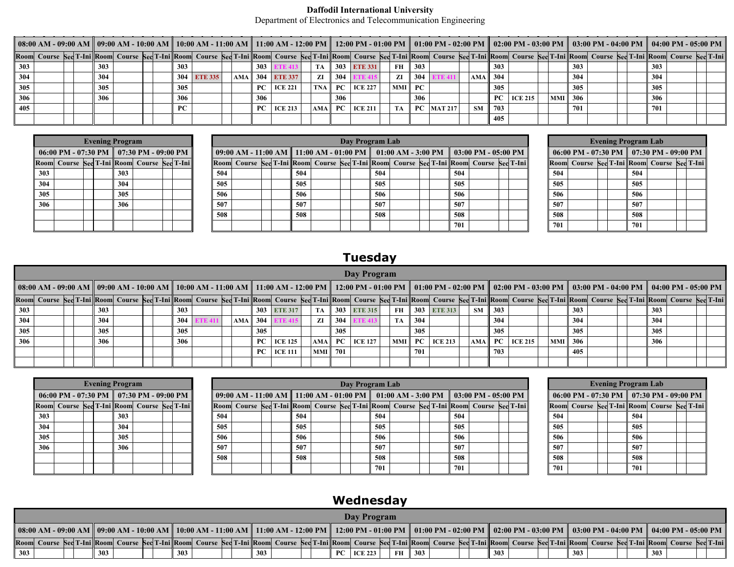**Daffodil International University**

Department of Electronics and Telecommunication Engineering

| 08:00 AM - 09:00 AM | | | | 09:00 AM - 10:00 AM | | | | 10:00 AM - 11:00 AM | | | | 11:00 AM - 12:00 PM | | | | 12:00 PM - 01:00 PM | | | | 01:00 PM - 02:00 PM | | | | 02:00 PM - 03:00 PM | | | | 03:00 PM - 04:00 PM | | | | 04:00 PM - 05:00 PM | | | |
|---|---|---|---|---|---|---|---|---|---|---|---|---|---|---|---|---|---|---|---|---|---|---|---|---|---|---|---|---|---|---|---|---|---|---|---|
| Room | Course | Sec | T-Ini | Room | Course | Sec | T-Ini | Room | Course | Sec | T-Ini | Room | Course | Sec | T-Ini | Room | Course | Sec | T-Ini | Room | Course | Sec | T-Ini | Room | Course | Sec | T-Ini | Room | Course | Sec | T-Ini | Room | Course | Sec | T-Ini |
| 303 | | | | 303 | | | | 303 | | | | 303 | ETE 413 | | TA | 303 | ETE 331 | | FH | 303 | | | | 303 | | | | 303 | | | | 303 | | | |
| 304 | | | | 304 | | | | 304 | ETE 335 | | AMA | 304 | ETE 337 | | ZI | 304 | ETE 415 | | ZI | 304 | ETE 411 | | AMA | 304 | | | | 304 | | | | 304 | | | |
| 305 | | | | 305 | | | | 305 | | | | PC | ICE 221 | | TNA | PC | ICE 227 | | MMI | PC | | | | 305 | | | | 305 | | | | 305 | | | |
| 306 | | | | 306 | | | | 306 | | | | 306 | | | | 306 | | | | 306 | | | | PC | ICE 215 | | MMI | 306 | | | | 306 | | | |
| 405 | | | | | | | | PC | | | | PC | ICE 213 | | AMA | PC | ICE 211 | | TA | PC | MAT 217 | | SM | 703 | | | | 701 | | | | 701 | | | |
| | | | | | | | | | | | | | | | | | | | | | | | | 405 | | | | | | | | | | | |

| Evening Program | | | | | | | |
|---|---|---|---|---|---|---|---|
| 06:00 PM - 07:30 PM | | | | 07:30 PM - 09:00 PM | | | |
| Room | Course | Sec | T-Ini | Room | Course | Sec | T-Ini |
| 303 | | | | 303 | | | |
| 304 | | | | 304 | | | |
| 305 | | | | 305 | | | |
| 306 | | | | 306 | | | |
| | | | | | | | |
| | | | | | | | |

| Day Program Lab | | | | | | | | | | | | | | | |
|---|---|---|---|---|---|---|---|---|---|---|---|---|---|---|---|
| 09:00 AM - 11:00 AM | | | | 11:00 AM - 01:00 PM | | | | 01:00 AM - 3:00 PM | | | | 03:00 PM - 05:00 PM | | | |
| Room | Course | Sec | T-Ini | Room | Course | Sec | T-Ini | Room | Course | Sec | T-Ini | Room | Course | Sec | T-Ini |
| 504 | | | | 504 | | | | 504 | | | | 504 | | | |
| 505 | | | | 505 | | | | 505 | | | | 505 | | | |
| 506 | | | | 506 | | | | 506 | | | | 506 | | | |
| 507 | | | | 507 | | | | 507 | | | | 507 | | | |
| 508 | | | | 508 | | | | 508 | | | | 508 | | | |
| | | | | | | | | | | | | 701 | | | |

| Evening Program Lab | | | | | | | |
|---|---|---|---|---|---|---|---|
| 06:00 PM - 07:30 PM | | | | 07:30 PM - 09:00 PM | | | |
| Room | Course | Sec | T-Ini | Room | Course | Sec | T-Ini |
| 504 | | | | 504 | | | |
| 505 | | | | 505 | | | |
| 506 | | | | 506 | | | |
| 507 | | | | 507 | | | |
| 508 | | | | 508 | | | |
| 701 | | | | 701 | | | |

# Tuesday

| Day Program | | | | | | | | | | | | | | | | | | | | | | | | | | | | | | | | | | | |
|---|---|---|---|---|---|---|---|---|---|---|---|---|---|---|---|---|---|---|---|---|---|---|---|---|---|---|---|---|---|---|---|---|---|---|---|
| 08:00 AM - 09:00 AM | | | | 09:00 AM - 10:00 AM | | | | 10:00 AM - 11:00 AM | | | | 11:00 AM - 12:00 PM | | | | 12:00 PM - 01:00 PM | | | | 01:00 PM - 02:00 PM | | | | 02:00 PM - 03:00 PM | | | | 03:00 PM - 04:00 PM | | | | 04:00 PM - 05:00 PM | | | |
| Room | Course | Sec | T-Ini | Room | Course | Sec | T-Ini | Room | Course | Sec | T-Ini | Room | Course | Sec | T-Ini | Room | Course | Sec | T-Ini | Room | Course | Sec | T-Ini | Room | Course | Sec | T-Ini | Room | Course | Sec | T-Ini | Room | Course | Sec | T-Ini |
| 303 | | | | 303 | | | | 303 | | | | 303 | ETE 317 | | TA | 303 | ETE 315 | | FH | 303 | ETE 313 | | SM | 303 | | | | 303 | | | | 303 | | | |
| 304 | | | | 304 | | | | 304 | ETE 411 | | AMA | 304 | ETE 415 | | ZI | 304 | ETE 413 | | TA | 304 | | | | 304 | | | | 304 | | | | 304 | | | |
| 305 | | | | 305 | | | | 305 | | | | 305 | | | | 305 | | | | 305 | | | | 305 | | | | 305 | | | | 305 | | | |
| 306 | | | | 306 | | | | 306 | | | | PC | ICE 125 | | AMA | PC | ICE 127 | | MMI | PC | ICE 213 | | AMA | PC | ICE 215 | | MMI | 306 | | | | 306 | | | |
| | | | | | | | | | | | | PC | ICE 111 | | MMI | 701 | | | | 701 | | | | 703 | | | | 405 | | | | | | | |
| | | | | | | | | | | | | | | | | | | | | | | | | | | | | | | | | | | | |

| Evening Program | | | | | | | |
|---|---|---|---|---|---|---|---|
| 06:00 PM - 07:30 PM | | | | 07:30 PM - 09:00 PM | | | |
| Room | Course | Sec | T-Ini | Room | Course | Sec | T-Ini |
| 303 | | | | 303 | | | |
| 304 | | | | 304 | | | |
| 305 | | | | 305 | | | |
| 306 | | | | 306 | | | |
| | | | | | | | |
| | | | | | | | |

| Day Program Lab | | | | | | | | | | | | | | | |
|---|---|---|---|---|---|---|---|---|---|---|---|---|---|---|---|
| 09:00 AM - 11:00 AM | | | | 11:00 AM - 01:00 PM | | | | 01:00 AM - 3:00 PM | | | | 03:00 PM - 05:00 PM | | | |
| Room | Course | Sec | T-Ini | Room | Course | Sec | T-Ini | Room | Course | Sec | T-Ini | Room | Course | Sec | T-Ini |
| 504 | | | | 504 | | | | 504 | | | | 504 | | | |
| 505 | | | | 505 | | | | 505 | | | | 505 | | | |
| 506 | | | | 506 | | | | 506 | | | | 506 | | | |
| 507 | | | | 507 | | | | 507 | | | | 507 | | | |
| 508 | | | | 508 | | | | 508 | | | | 508 | | | |
| | | | | | | | | 701 | | | | 701 | | | |

| Evening Program Lab | | | | | | | |
|---|---|---|---|---|---|---|---|
| 06:00 PM - 07:30 PM | | | | 07:30 PM - 09:00 PM | | | |
| Room | Course | Sec | T-Ini | Room | Course | Sec | T-Ini |
| 504 | | | | 504 | | | |
| 505 | | | | 505 | | | |
| 506 | | | | 506 | | | |
| 507 | | | | 507 | | | |
| 508 | | | | 508 | | | |
| 701 | | | | 701 | | | |

# Wednesday

| Day Program | | | | | | | | | | | | | | | | | | | | | | | | | | | | | | | | | | | |
|---|---|---|---|---|---|---|---|---|---|---|---|---|---|---|---|---|---|---|---|---|---|---|---|---|---|---|---|---|---|---|---|---|---|---|---|
| 08:00 AM - 09:00 AM | | | | 09:00 AM - 10:00 AM | | | | 10:00 AM - 11:00 AM | | | | 11:00 AM - 12:00 PM | | | | 12:00 PM - 01:00 PM | | | | 01:00 PM - 02:00 PM | | | | 02:00 PM - 03:00 PM | | | | 03:00 PM - 04:00 PM | | | | 04:00 PM - 05:00 PM | | | |
| Room | Course | Sec | T-Ini | Room | Course | Sec | T-Ini | Room | Course | Sec | T-Ini | Room | Course | Sec | T-Ini | Room | Course | Sec | T-Ini | Room | Course | Sec | T-Ini | Room | Course | Sec | T-Ini | Room | Course | Sec | T-Ini | Room | Course | Sec | T-Ini |
| 303 | | | | 303 | | | | 303 | | | | 303 | | | | PC | ICE 223 | | FH | 303 | | | | 303 | | | | 303 | | | | 303 | | | |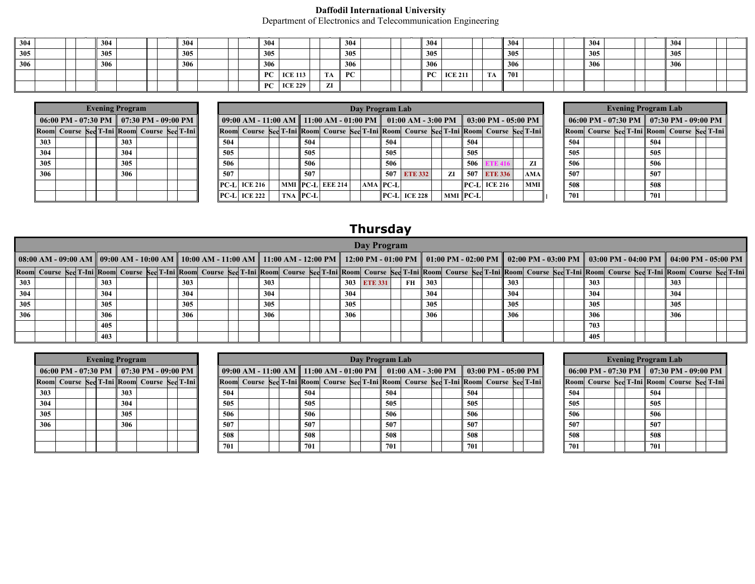**Daffodil International University**

Department of Electronics and Telecommunication Engineering

| | | | | | | | | | | | | | | | | | | | | | | | | | | | | | | | | | | | |
|---|---|---|---|---|---|---|---|---|---|---|---|---|---|---|---|---|---|---|---|---|---|---|---|---|---|---|---|---|---|---|---|---|---|---|---|
| 304 | | | | 304 | | | | 304 | | | | 304 | | | | 304 | | | | 304 | | | | 304 | | | | 304 | | | | 304 | | | |
| 305 | | | | 305 | | | | 305 | | | | 305 | | | | 305 | | | | 305 | | | | 305 | | | | 305 | | | | 305 | | | |
| 306 | | | | 306 | | | | 306 | | | | 306 | | | | 306 | | | | 306 | | | | 306 | | | | 306 | | | | 306 | | | |
| | | | | | | | | | | | | PC | ICE 113 | | TA | PC | | | | PC | ICE 211 | | TA | 701 | | | | | | | | | | | |
| | | | | | | | | | | | | PC | ICE 229 | | ZI | | | | | | | | | | | | | | | | | | | | |

| Evening Program | | | | | | | |
|---|---|---|---|---|---|---|---|
| 06:00 PM - 07:30 PM | | | | 07:30 PM - 09:00 PM | | | |
| Room | Course | Sec | T-Ini | Room | Course | Sec | T-Ini |
| 303 | | | | 303 | | | |
| 304 | | | | 304 | | | |
| 305 | | | | 305 | | | |
| 306 | | | | 306 | | | |
| | | | | | | | |
| | | | | | | | |

| Day Program Lab | | | | | | | | | | | | | | | |
|---|---|---|---|---|---|---|---|---|---|---|---|---|---|---|---|
| 09:00 AM - 11:00 AM | | | | 11:00 AM - 01:00 PM | | | | 01:00 AM - 3:00 PM | | | | 03:00 PM - 05:00 PM | | | |
| Room | Course | Sec | T-Ini | Room | Course | Sec | T-Ini | Room | Course | Sec | T-Ini | Room | Course | Sec | T-Ini |
| 504 | | | | 504 | | | | 504 | | | | 504 | | | |
| 505 | | | | 505 | | | | 505 | | | | 505 | | | |
| 506 | | | | 506 | | | | 506 | | | | 506 | ETE 416 | | ZI |
| 507 | | | | 507 | | | | 507 | ETE 332 | | ZI | 507 | ETE 336 | | AMA |
| PC-L | ICE 216 | | MMI | PC-L | EEE 214 | | AMA | PC-L | | | | PC-L | ICE 216 | | MMI |
| PC-L | ICE 222 | | TNA | PC-L | | | | PC-L | ICE 228 | | MMI | PC-L | | | |

| Evening Program Lab | | | | | | | |
|---|---|---|---|---|---|---|---|
| 06:00 PM - 07:30 PM | | | | 07:30 PM - 09:00 PM | | | |
| Room | Course | Sec | T-Ini | Room | Course | Sec | T-Ini |
| 504 | | | | 504 | | | |
| 505 | | | | 505 | | | |
| 506 | | | | 506 | | | |
| 507 | | | | 507 | | | |
| 508 | | | | 508 | | | |
| 701 | | | | 701 | | | |

# Thursday

| Day Program | | | | | | | | | | | | | | | | | | | | | | | | | | | | | | | | | | | |
|---|---|---|---|---|---|---|---|---|---|---|---|---|---|---|---|---|---|---|---|---|---|---|---|---|---|---|---|---|---|---|---|---|---|---|---|
| 08:00 AM - 09:00 AM | | | | 09:00 AM - 10:00 AM | | | | 10:00 AM - 11:00 AM | | | | 11:00 AM - 12:00 PM | | | | 12:00 PM - 01:00 PM | | | | 01:00 PM - 02:00 PM | | | | 02:00 PM - 03:00 PM | | | | 03:00 PM - 04:00 PM | | | | 04:00 PM - 05:00 PM | | | |
| Room | Course | Sec | T-Ini | Room | Course | Sec | T-Ini | Room | Course | Sec | T-Ini | Room | Course | Sec | T-Ini | Room | Course | Sec | T-Ini | Room | Course | Sec | T-Ini | Room | Course | Sec | T-Ini | Room | Course | Sec | T-Ini | Room | Course | Sec | T-Ini |
| 303 | | | | 303 | | | | 303 | | | | 303 | | | | 303 | ETE 331 | | FH | 303 | | | | 303 | | | | 303 | | | | 303 | | | |
| 304 | | | | 304 | | | | 304 | | | | 304 | | | | 304 | | | | 304 | | | | 304 | | | | 304 | | | | 304 | | | |
| 305 | | | | 305 | | | | 305 | | | | 305 | | | | 305 | | | | 305 | | | | 305 | | | | 305 | | | | 305 | | | |
| 306 | | | | 306 | | | | 306 | | | | 306 | | | | 306 | | | | 306 | | | | 306 | | | | 306 | | | | 306 | | | |
| | | | | 405 | | | | | | | | | | | | | | | | | | | | | | | | 703 | | | | | | | |
| | | | | 403 | | | | | | | | | | | | | | | | | | | | | | | | 405 | | | | | | | |

| Evening Program | | | | | | | |
|---|---|---|---|---|---|---|---|
| 06:00 PM - 07:30 PM | | | | 07:30 PM - 09:00 PM | | | |
| Room | Course | Sec | T-Ini | Room | Course | Sec | T-Ini |
| 303 | | | | 303 | | | |
| 304 | | | | 304 | | | |
| 305 | | | | 305 | | | |
| 306 | | | | 306 | | | |
| | | | | | | | |
| | | | | | | | |

| Day Program Lab | | | | | | | | | | | | | | | |
|---|---|---|---|---|---|---|---|---|---|---|---|---|---|---|---|
| 09:00 AM - 11:00 AM | | | | 11:00 AM - 01:00 PM | | | | 01:00 AM - 3:00 PM | | | | 03:00 PM - 05:00 PM | | | |
| Room | Course | Sec | T-Ini | Room | Course | Sec | T-Ini | Room | Course | Sec | T-Ini | Room | Course | Sec | T-Ini |
| 504 | | | | 504 | | | | 504 | | | | 504 | | | |
| 505 | | | | 505 | | | | 505 | | | | 505 | | | |
| 506 | | | | 506 | | | | 506 | | | | 506 | | | |
| 507 | | | | 507 | | | | 507 | | | | 507 | | | |
| 508 | | | | 508 | | | | 508 | | | | 508 | | | |
| 701 | | | | 701 | | | | 701 | | | | 701 | | | |

| Evening Program Lab | | | | | | | |
|---|---|---|---|---|---|---|---|
| 06:00 PM - 07:30 PM | | | | 07:30 PM - 09:00 PM | | | |
| Room | Course | Sec | T-Ini | Room | Course | Sec | T-Ini |
| 504 | | | | 504 | | | |
| 505 | | | | 505 | | | |
| 506 | | | | 506 | | | |
| 507 | | | | 507 | | | |
| 508 | | | | 508 | | | |
| 701 | | | | 701 | | | |